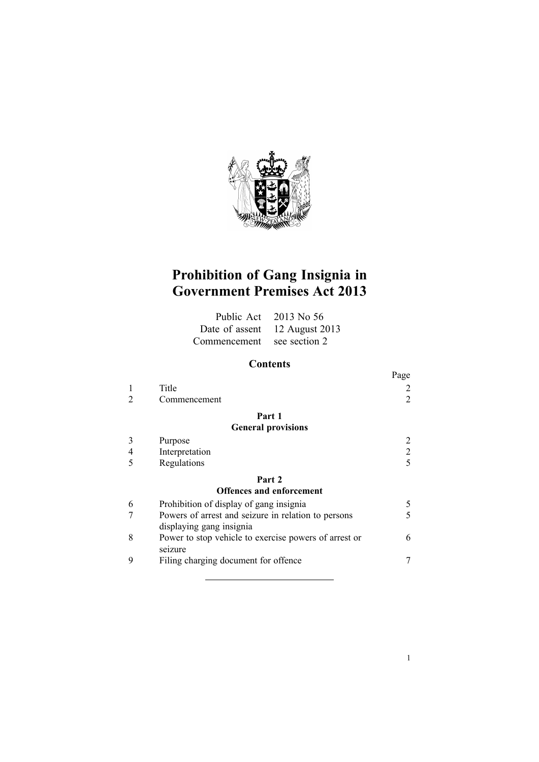# Prohibition of Gang Insignia in Government Premises Act 2013

| | |
|---|---|
| Public Act | 2013 No 56 |
| Date of assent | 12 August 2013 |
| Commencement | see section 2 |

## Contents

| | | Page |
|---|---|---|
| 1 | Title | 2 |
| 2 | Commencement | 2 |
| | **Part 1** **General provisions** | |
| 3 | Purpose | 2 |
| 4 | Interpretation | 2 |
| 5 | Regulations | 5 |
| | **Part 2** **Offences and enforcement** | |
| 6 | Prohibition of display of gang insignia | 5 |
| 7 | Powers of arrest and seizure in relation to persons displaying gang insignia | 5 |
| 8 | Power to stop vehicle to exercise powers of arrest or seizure | 6 |
| 9 | Filing charging document for offence | 7 |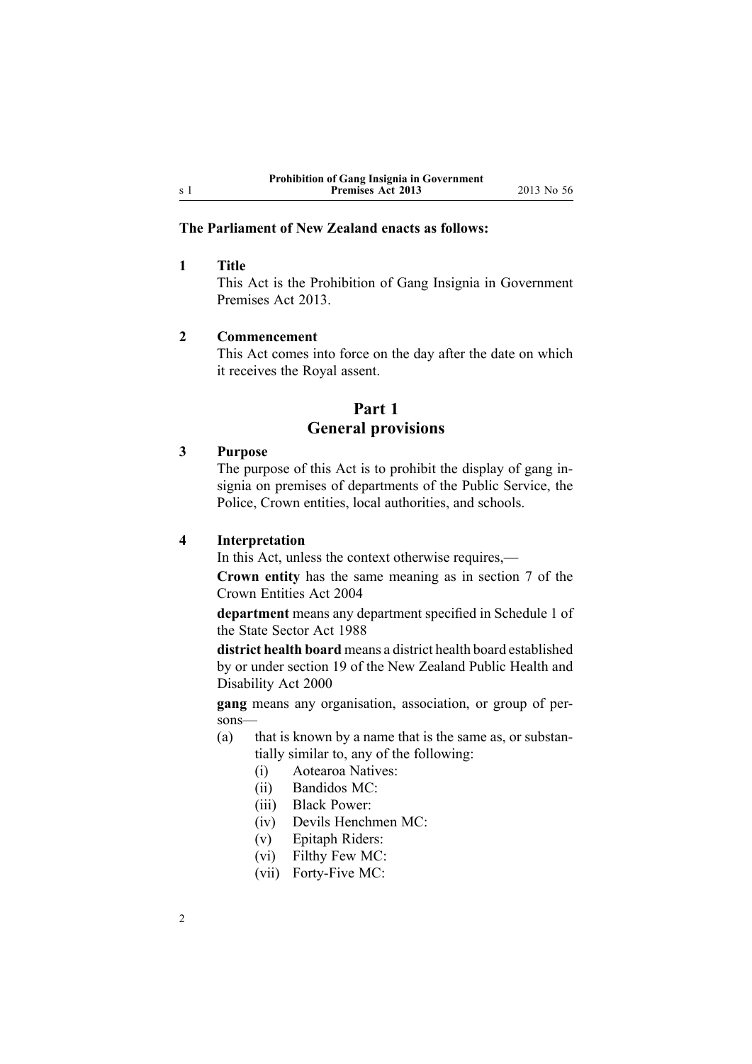**The Parliament of New Zealand enacts as follows:**

**1 Title**

This Act is the Prohibition of Gang Insignia in Government Premises Act 2013.

**2 Commencement**

This Act comes into force on the day after the date on which it receives the Royal assent.

## Part 1
## General provisions

**3 Purpose**

The purpose of this Act is to prohibit the display of gang insignia on premises of departments of the Public Service, the Police, Crown entities, local authorities, and schools.

**4 Interpretation**

In this Act, unless the context otherwise requires,—

**Crown entity** has the same meaning as in section 7 of the Crown Entities Act 2004

**department** means any department specified in Schedule 1 of the State Sector Act 1988

**district health board** means a district health board established by or under section 19 of the New Zealand Public Health and Disability Act 2000

**gang** means any organisation, association, or group of persons—

(a) that is known by a name that is the same as, or substantially similar to, any of the following:

(i) Aotearoa Natives:

(ii) Bandidos MC:

(iii) Black Power:

(iv) Devils Henchmen MC:

(v) Epitaph Riders:

(vi) Filthy Few MC:

(vii) Forty-Five MC: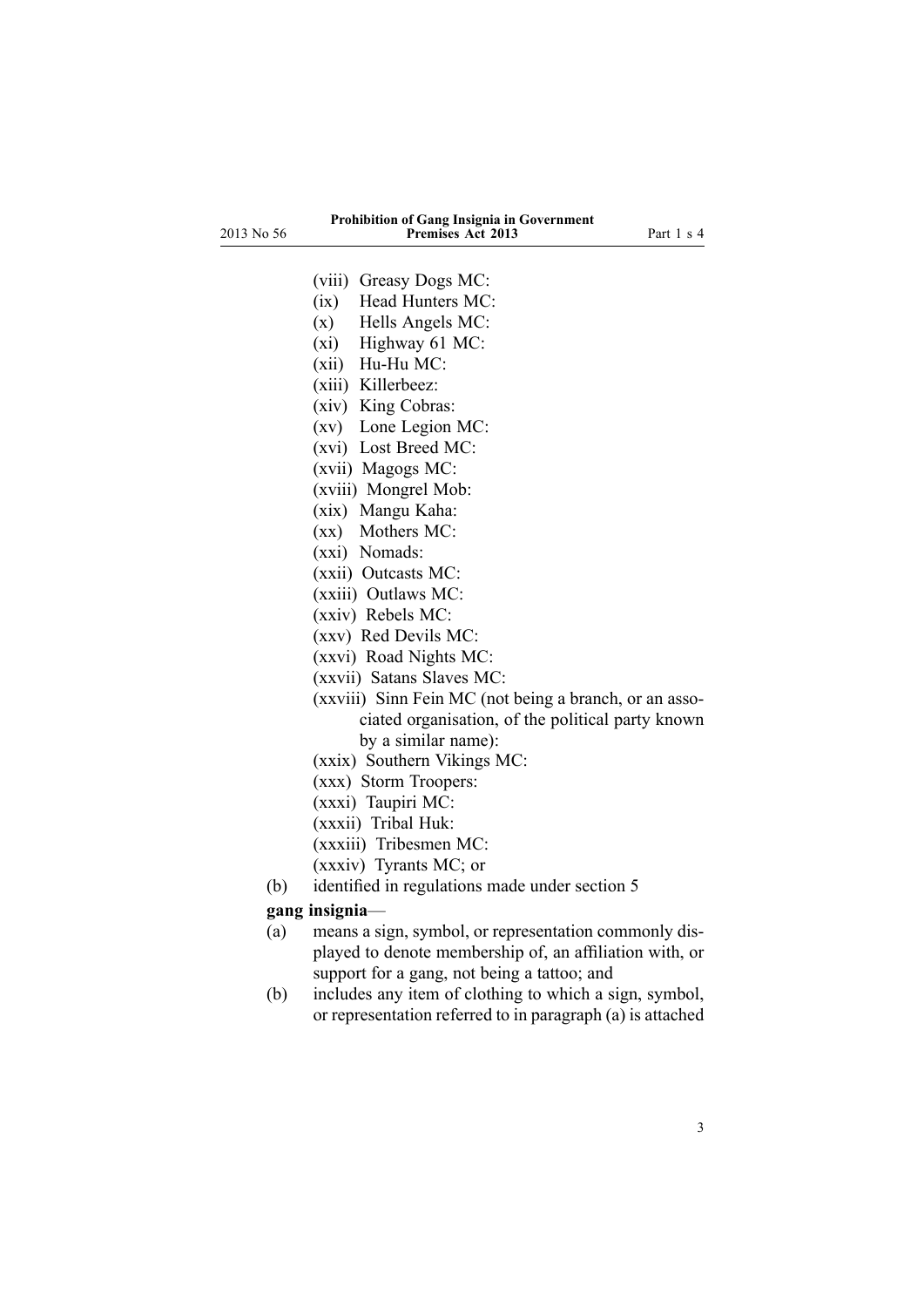(viii) Greasy Dogs MC:

(ix) Head Hunters MC:

(x) Hells Angels MC:

(xi) Highway 61 MC:

(xii) Hu-Hu MC:

(xiii) Killerbeez:

(xiv) King Cobras:

(xv) Lone Legion MC:

(xvi) Lost Breed MC:

(xvii) Magogs MC:

(xviii) Mongrel Mob:

(xix) Mangu Kaha:

(xx) Mothers MC:

(xxi) Nomads:

(xxii) Outcasts MC:

(xxiii) Outlaws MC:

(xxiv) Rebels MC:

(xxv) Red Devils MC:

(xxvi) Road Nights MC:

(xxvii) Satans Slaves MC:

(xxviii) Sinn Fein MC (not being a branch, or an associated organisation, of the political party known by a similar name):

(xxix) Southern Vikings MC:

(xxx) Storm Troopers:

(xxxi) Taupiri MC:

(xxxii) Tribal Huk:

(xxxiii) Tribesmen MC:

(xxxiv) Tyrants MC; or

(b) identified in regulations made under section 5

**gang insignia**—

(a) means a sign, symbol, or representation commonly displayed to denote membership of, an affiliation with, or support for a gang, not being a tattoo; and

(b) includes any item of clothing to which a sign, symbol, or representation referred to in paragraph (a) is attached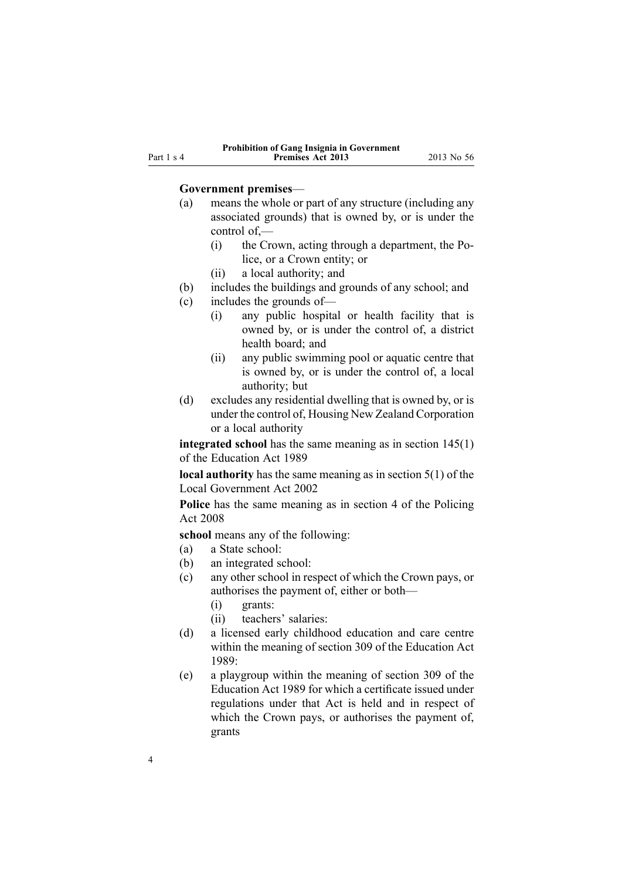**Government premises**—

(a) means the whole or part of any structure (including any associated grounds) that is owned by, or is under the control of,—

    (i) the Crown, acting through a department, the Police, or a Crown entity; or

    (ii) a local authority; and

(b) includes the buildings and grounds of any school; and

(c) includes the grounds of—

    (i) any public hospital or health facility that is owned by, or is under the control of, a district health board; and

    (ii) any public swimming pool or aquatic centre that is owned by, or is under the control of, a local authority; but

(d) excludes any residential dwelling that is owned by, or is under the control of, Housing New Zealand Corporation or a local authority

**integrated school** has the same meaning as in section 145(1) of the Education Act 1989

**local authority** has the same meaning as in section 5(1) of the Local Government Act 2002

**Police** has the same meaning as in section 4 of the Policing Act 2008

**school** means any of the following:

(a) a State school:

(b) an integrated school:

(c) any other school in respect of which the Crown pays, or authorises the payment of, either or both—

    (i) grants:

    (ii) teachers' salaries:

(d) a licensed early childhood education and care centre within the meaning of section 309 of the Education Act 1989:

(e) a playgroup within the meaning of section 309 of the Education Act 1989 for which a certificate issued under regulations under that Act is held and in respect of which the Crown pays, or authorises the payment of, grants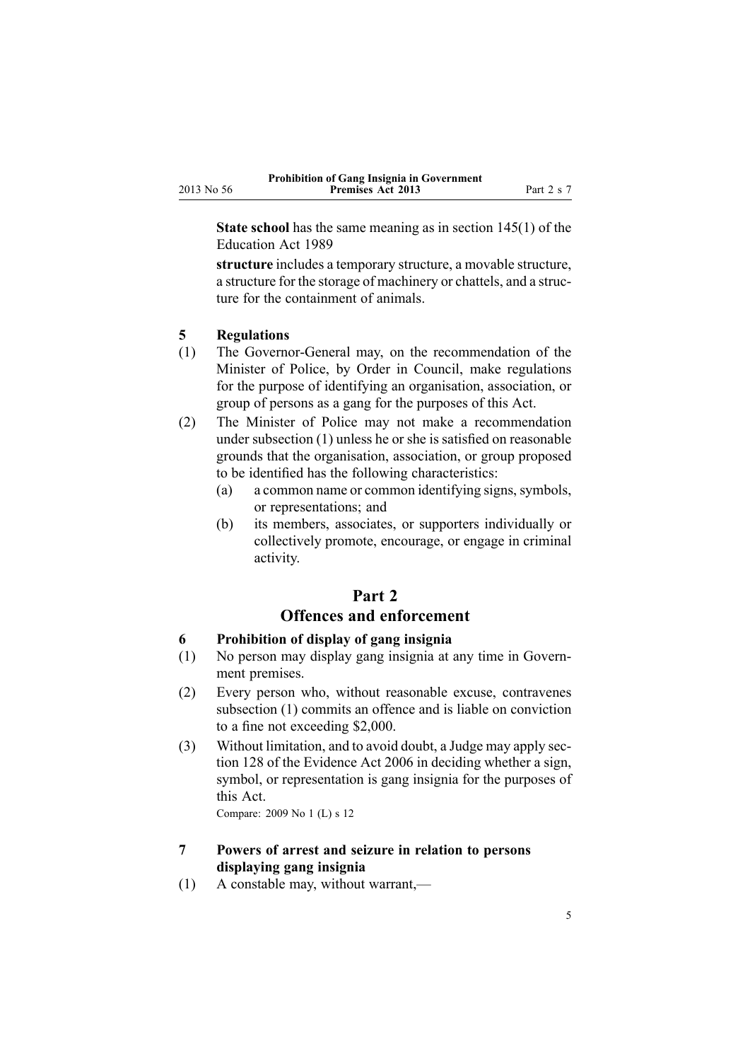**State school** has the same meaning as in section 145(1) of the Education Act 1989

**structure** includes a temporary structure, a movable structure, a structure for the storage of machinery or chattels, and a structure for the containment of animals.

### 5 Regulations

(1) The Governor-General may, on the recommendation of the Minister of Police, by Order in Council, make regulations for the purpose of identifying an organisation, association, or group of persons as a gang for the purposes of this Act.

(2) The Minister of Police may not make a recommendation under subsection (1) unless he or she is satisfied on reasonable grounds that the organisation, association, or group proposed to be identified has the following characteristics:

- (a) a common name or common identifying signs, symbols, or representations; and
- (b) its members, associates, or supporters individually or collectively promote, encourage, or engage in criminal activity.

## Part 2
## Offences and enforcement

### 6 Prohibition of display of gang insignia

(1) No person may display gang insignia at any time in Government premises.

(2) Every person who, without reasonable excuse, contravenes subsection (1) commits an offence and is liable on conviction to a fine not exceeding $2,000.

(3) Without limitation, and to avoid doubt, a Judge may apply section 128 of the Evidence Act 2006 in deciding whether a sign, symbol, or representation is gang insignia for the purposes of this Act.

Compare: 2009 No 1 (L) s 12

### 7 Powers of arrest and seizure in relation to persons displaying gang insignia

(1) A constable may, without warrant,—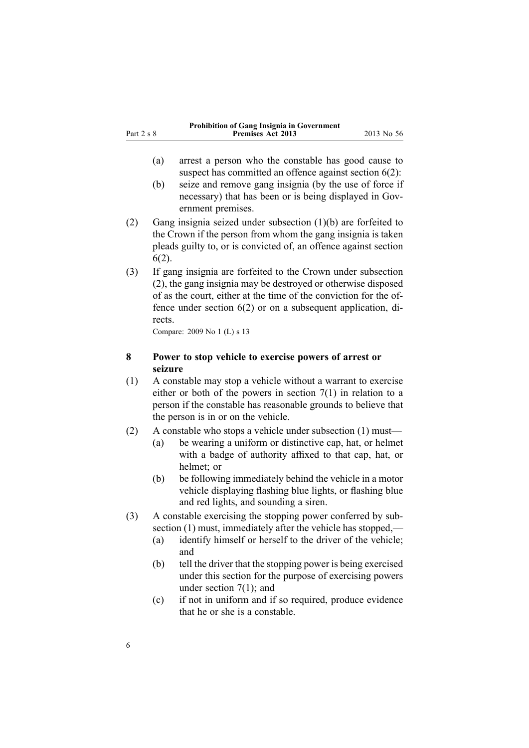(a) arrest a person who the constable has good cause to suspect has committed an offence against section 6(2):

(b) seize and remove gang insignia (by the use of force if necessary) that has been or is being displayed in Government premises.

(2) Gang insignia seized under subsection (1)(b) are forfeited to the Crown if the person from whom the gang insignia is taken pleads guilty to, or is convicted of, an offence against section 6(2).

(3) If gang insignia are forfeited to the Crown under subsection (2), the gang insignia may be destroyed or otherwise disposed of as the court, either at the time of the conviction for the offence under section 6(2) or on a subsequent application, directs.

Compare: 2009 No 1 (L) s 13

## 8 Power to stop vehicle to exercise powers of arrest or seizure

(1) A constable may stop a vehicle without a warrant to exercise either or both of the powers in section 7(1) in relation to a person if the constable has reasonable grounds to believe that the person is in or on the vehicle.

(2) A constable who stops a vehicle under subsection (1) must—

(a) be wearing a uniform or distinctive cap, hat, or helmet with a badge of authority affixed to that cap, hat, or helmet; or

(b) be following immediately behind the vehicle in a motor vehicle displaying flashing blue lights, or flashing blue and red lights, and sounding a siren.

(3) A constable exercising the stopping power conferred by subsection (1) must, immediately after the vehicle has stopped,—

(a) identify himself or herself to the driver of the vehicle; and

(b) tell the driver that the stopping power is being exercised under this section for the purpose of exercising powers under section 7(1); and

(c) if not in uniform and if so required, produce evidence that he or she is a constable.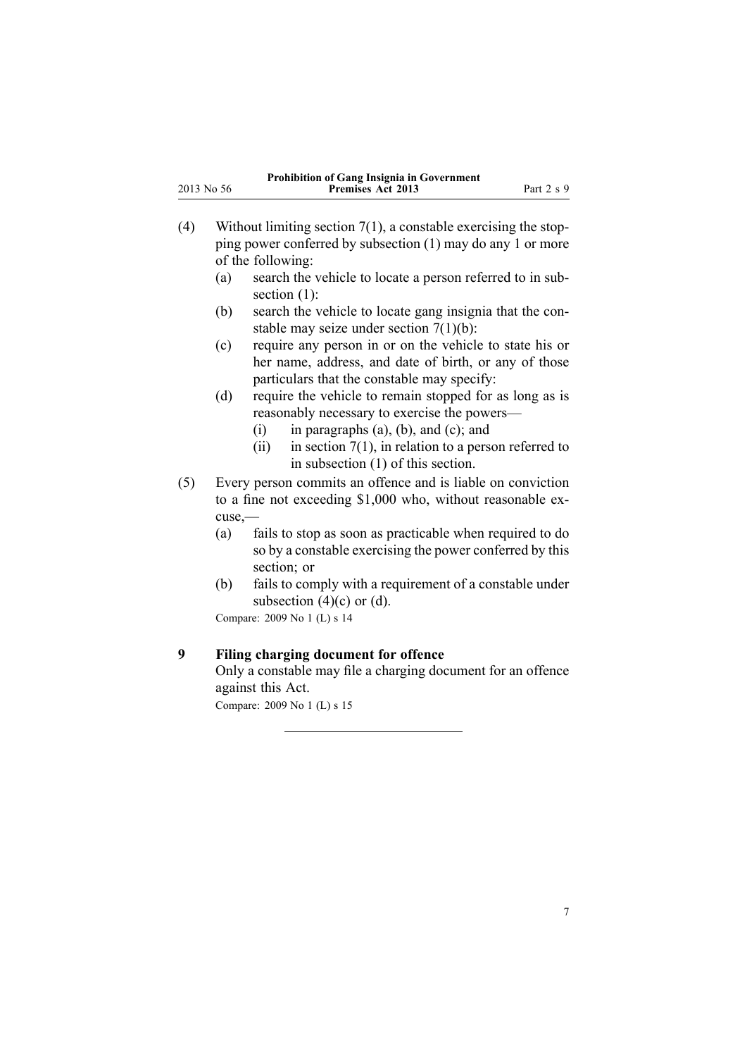(4) Without limiting section 7(1), a constable exercising the stopping power conferred by subsection (1) may do any 1 or more of the following:

   (a) search the vehicle to locate a person referred to in subsection (1):

   (b) search the vehicle to locate gang insignia that the constable may seize under section 7(1)(b):

   (c) require any person in or on the vehicle to state his or her name, address, and date of birth, or any of those particulars that the constable may specify:

   (d) require the vehicle to remain stopped for as long as is reasonably necessary to exercise the powers—

      (i) in paragraphs (a), (b), and (c); and

      (ii) in section 7(1), in relation to a person referred to in subsection (1) of this section.

(5) Every person commits an offence and is liable on conviction to a fine not exceeding $1,000 who, without reasonable excuse,—

   (a) fails to stop as soon as practicable when required to do so by a constable exercising the power conferred by this section; or

   (b) fails to comply with a requirement of a constable under subsection (4)(c) or (d).

Compare: 2009 No 1 (L) s 14

### 9 Filing charging document for offence

Only a constable may file a charging document for an offence against this Act.

Compare: 2009 No 1 (L) s 15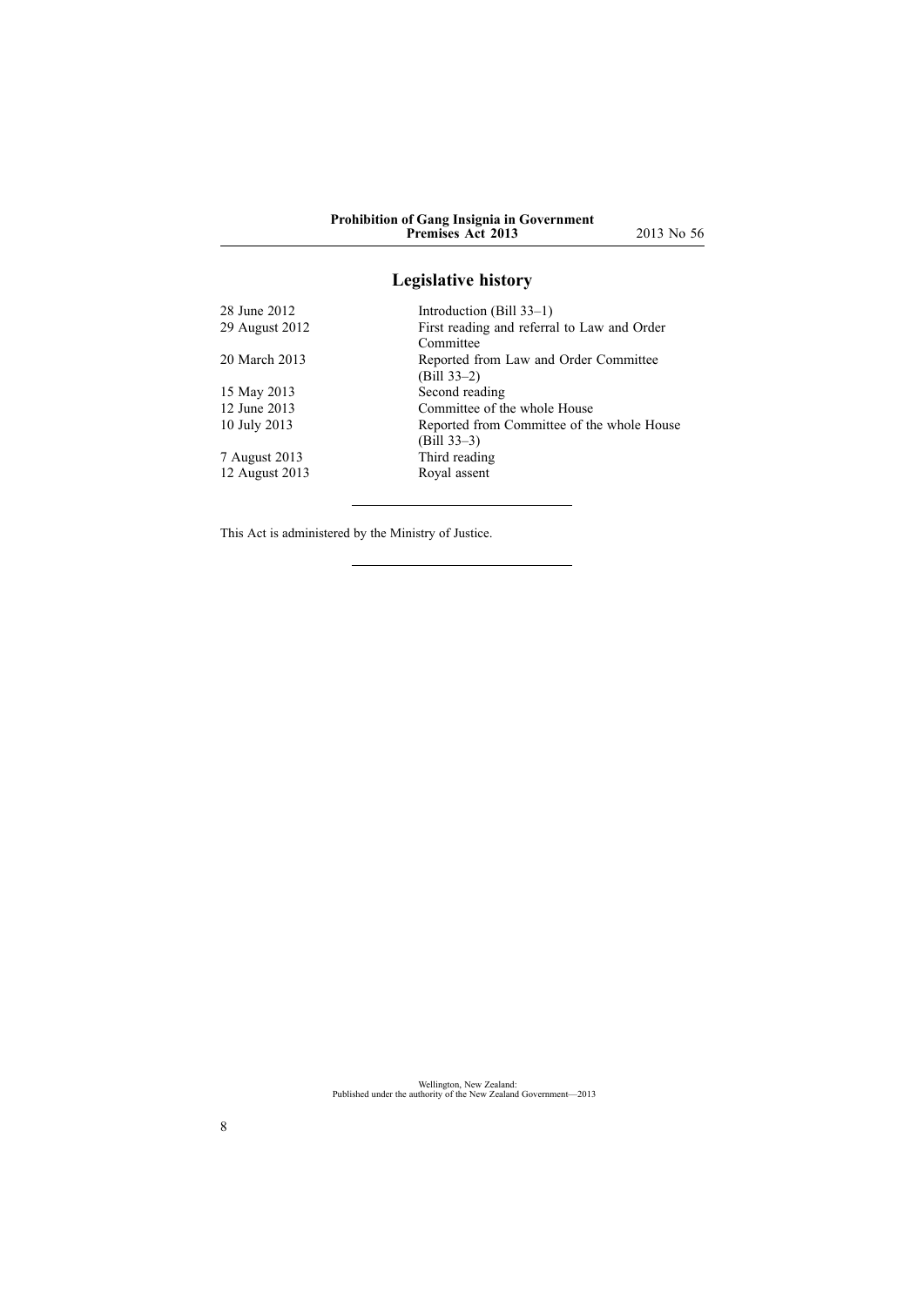## Legislative history

| | |
|---|---|
| 28 June 2012 | Introduction (Bill 33–1) |
| 29 August 2012 | First reading and referral to Law and Order Committee |
| 20 March 2013 | Reported from Law and Order Committee (Bill 33–2) |
| 15 May 2013 | Second reading |
| 12 June 2013 | Committee of the whole House |
| 10 July 2013 | Reported from Committee of the whole House (Bill 33–3) |
| 7 August 2013 | Third reading |
| 12 August 2013 | Royal assent |

This Act is administered by the Ministry of Justice.

Wellington, New Zealand:
Published under the authority of the New Zealand Government—2013